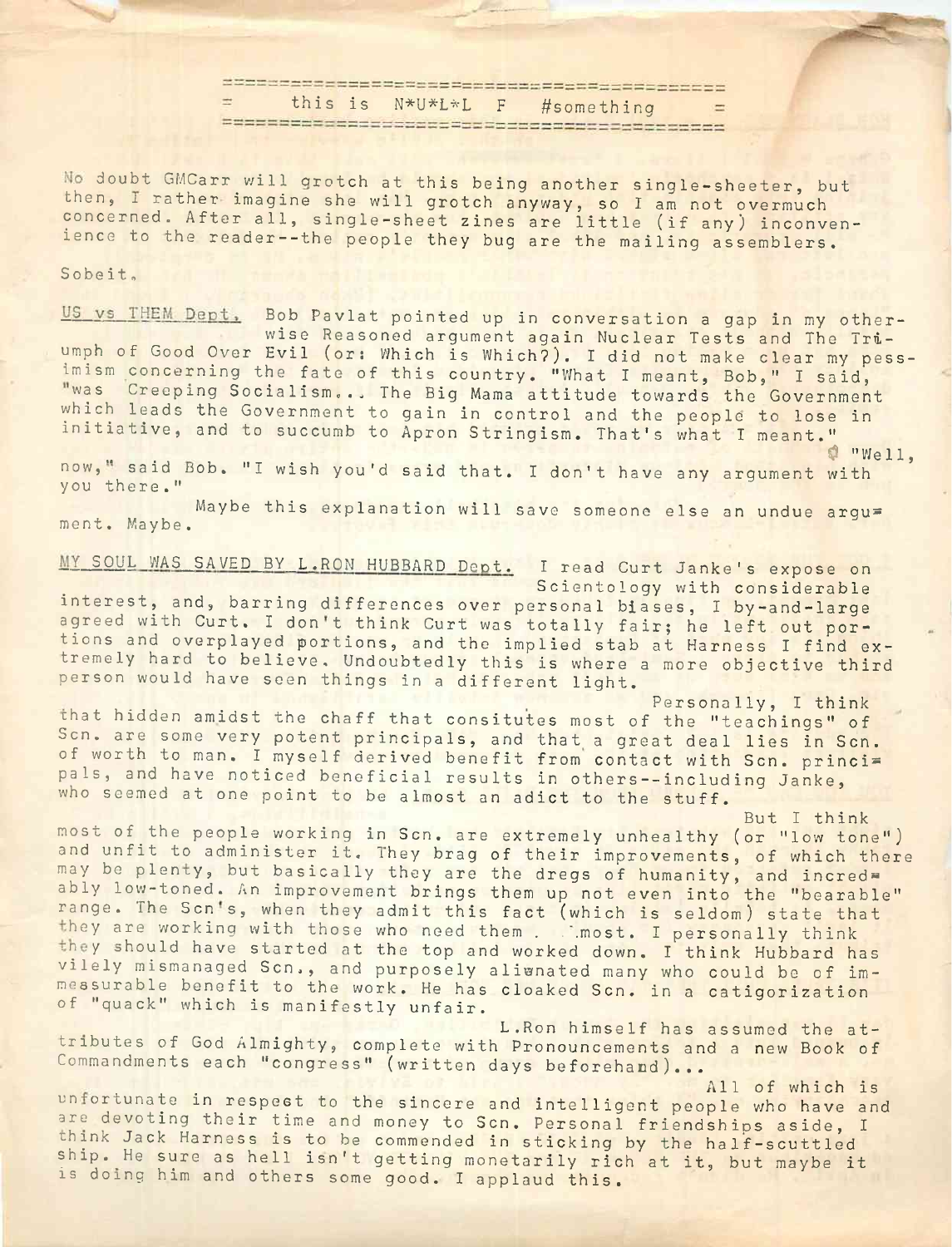```
=========================================
=      this is  N*U*L*L  F  #something      =
=========================================
```

No doubt GMCarr will grotch at this being another single-sheeter, but then, I rather imagine she will grotch anyway, so I am not overmuch concerned. After all, single-sheet zines are little (if any) inconvenience to the reader--the people they bug are the mailing assemblers.

Sobeit.

US vs THEM Dept. Bob Pavlat pointed up in conversation a gap in my otherwise Reasoned argument again Nuclear Tests and The Triumph of Good Over Evil (or: Which is Which?). I did not make clear my pessimism concerning the fate of this country. "What I meant, Bob," I said, "was Creeping Socialism... The Big Mama attitude towards the Government which leads the Government to gain in control and the people to lose in initiative, and to succumb to Apron Stringism. That's what I meant."

"Well, now," said Bob. "I wish you'd said that. I don't have any argument with you there."

Maybe this explanation will save someone else an undue argument. Maybe.

MY SOUL WAS SAVED BY L.RON HUBBARD Dept. I read Curt Janke's expose on Scientology with considerable interest, and, barring differences over personal biases, I by-and-large agreed with Curt. I don't think Curt was totally fair; he left out portions and overplayed portions, and the implied stab at Harness I find extremely hard to believe. Undoubtedly this is where a more objective third person would have seen things in a different light.

Personally, I think that hidden amidst the chaff that consitutes most of the "teachings" of Scn. are some very potent principals, and that a great deal lies in Scn. of worth to man. I myself derived benefit from contact with Scn. principals, and have noticed beneficial results in others--including Janke, who seemed at one point to be almost an adict to the stuff.

But I think most of the people working in Scn. are extremely unhealthy (or "low tone") and unfit to administer it. They brag of their improvements, of which there may be plenty, but basically they are the dregs of humanity, and incredably low-toned. An improvement brings them up not even into the "bearable" range. The Scn's, when they admit this fact (which is seldom) state that they are working with those who need them most. I personally think they should have started at the top and worked down. I think Hubbard has vilely mismanaged Scn., and purposely alienated many who could be of immeasurable benefit to the work. He has cloaked Scn. in a catigorization of "quack" which is manifestly unfair.

L.Ron himself has assumed the attributes of God Almighty, complete with Pronouncements and a new Book of Commandments each "congress" (written days beforehand)...

All of which is unfortunate in respect to the sincere and intelligent people who have and are devoting their time and money to Scn. Personal friendships aside, I think Jack Harness is to be commended in sticking by the half-scuttled ship. He sure as hell isn't getting monetarily rich at it, but maybe it is doing him and others some good. I applaud this.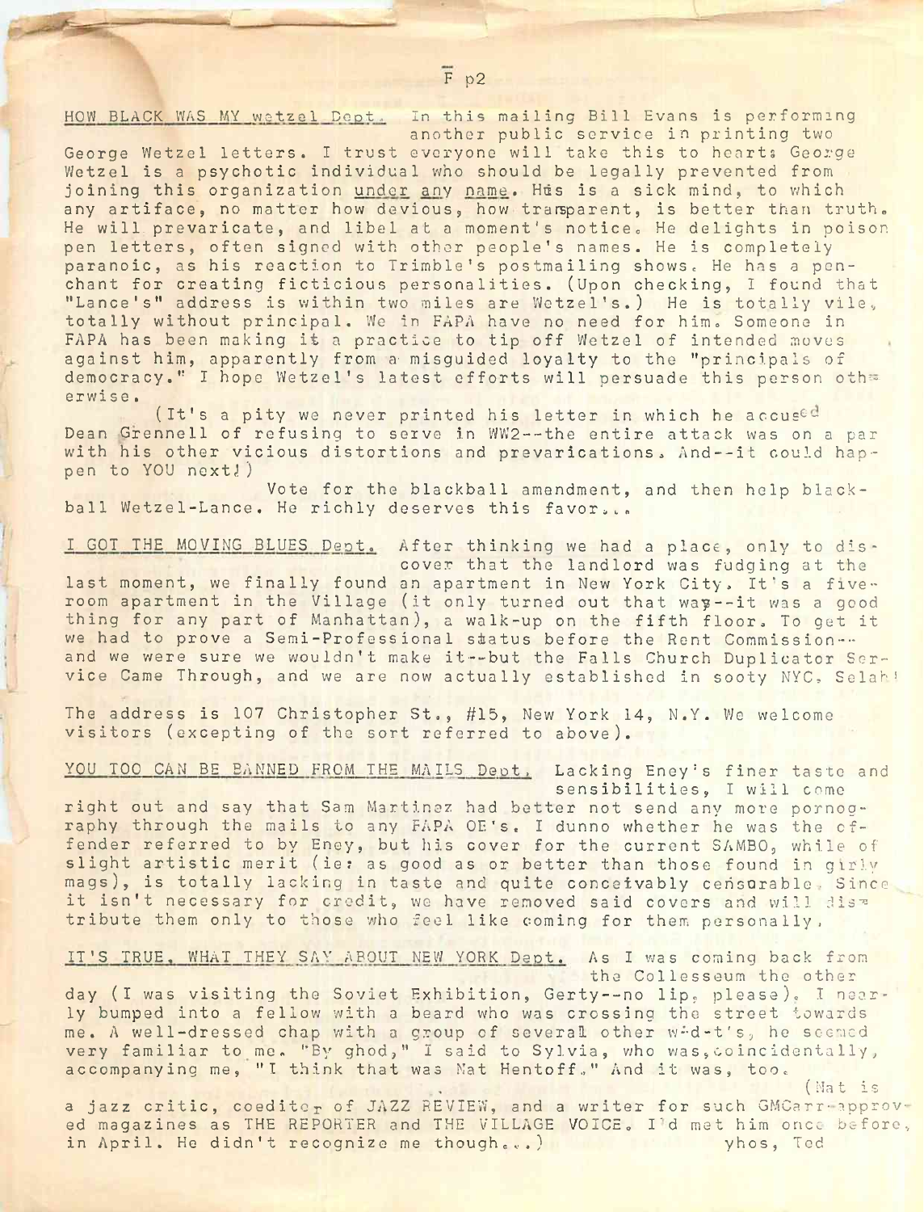HOW BLACK WAS MY wetzel Dept. In this mailing Bill Evans is performing another public service in printing two George Wetzel letters. I trust everyone will take this to heart: George Wetzel is a psychotic individual who should be legally prevented from joining this organization under any name. His is a sick mind, to which any artiface, no matter how devious, how transparent, is better than truth. He will prevaricate, and libel at a moment's notice. He delights in poison pen letters, often signed with other people's names. He is completely paranoic, as his reaction to Trimble's postmailing shows. He has a penchant for creating ficticious personalities. (Upon checking, I found that "Lance's" address is within two miles are Wetzel's.) He is totally vile, totally without principal. We in FAPA have no need for him. Someone in FAPA has been making it a practice to tip off Wetzel of intended moves against him, apparently from a misguided loyalty to the "principals of democracy." I hope Wetzel's latest efforts will persuade this person otherwise.

(It's a pity we never printed his letter in which he accused Dean Grennell of refusing to serve in WW2--the entire attack was on a par with his other vicious distortions and prevarications. And--it could happen to YOU next!)

Vote for the blackball amendment, and then help blackball Wetzel-Lance. He richly deserves this favor...

I GOT THE MOVING BLUES Dept. After thinking we had a place, only to discover that the landlord was fudging at the last moment, we finally found an apartment in New York City. It's a five-room apartment in the Village (it only turned out that way--it was a good thing for any part of Manhattan), a walk-up on the fifth floor. To get it we had to prove a Semi-Professional status before the Rent Commission--and we were sure we wouldn't make it--but the Falls Church Duplicator Service Came Through, and we are now actually established in sooty NYC, Selah!

The address is 107 Christopher St., #15, New York 14, N.Y. We welcome visitors (excepting of the sort referred to above).

YOU TOO CAN BE BANNED FROM THE MAILS Dept. Lacking Eney's finer taste and sensibilities, I will come right out and say that Sam Martinez had better not send any more pornography through the mails to any FAPA OE's. I dunno whether he was the offender referred to by Eney, but his cover for the current SAMBO, while of slight artistic merit (ie: as good as or better than those found in girly mags), is totally lacking in taste and quite conceivably censorable. Since it isn't necessary for credit, we have removed said covers and will distribute them only to those who feel like coming for them personally.

IT'S TRUE, WHAT THEY SAY ABOUT NEW YORK Dept. As I was coming back from the Collesseum the other day (I was visiting the Soviet Exhibition, Gerty--no lip, please), I nearly bumped into a fellow with a beard who was crossing the street towards me. A well-dressed chap with a group of several other w-d-t's, he seemed very familiar to me. "By ghod," I said to Sylvia, who was, coincidentally, accompanying me, "I think that was Nat Hentoff." And it was, too.

(Nat is a jazz critic, coeditor of JAZZ REVIEW, and a writer for such GMCarr-approved magazines as THE REPORTER and THE VILLAGE VOICE. I'd met him once before, in April. He didn't recognize me though...)

yhos, Ted